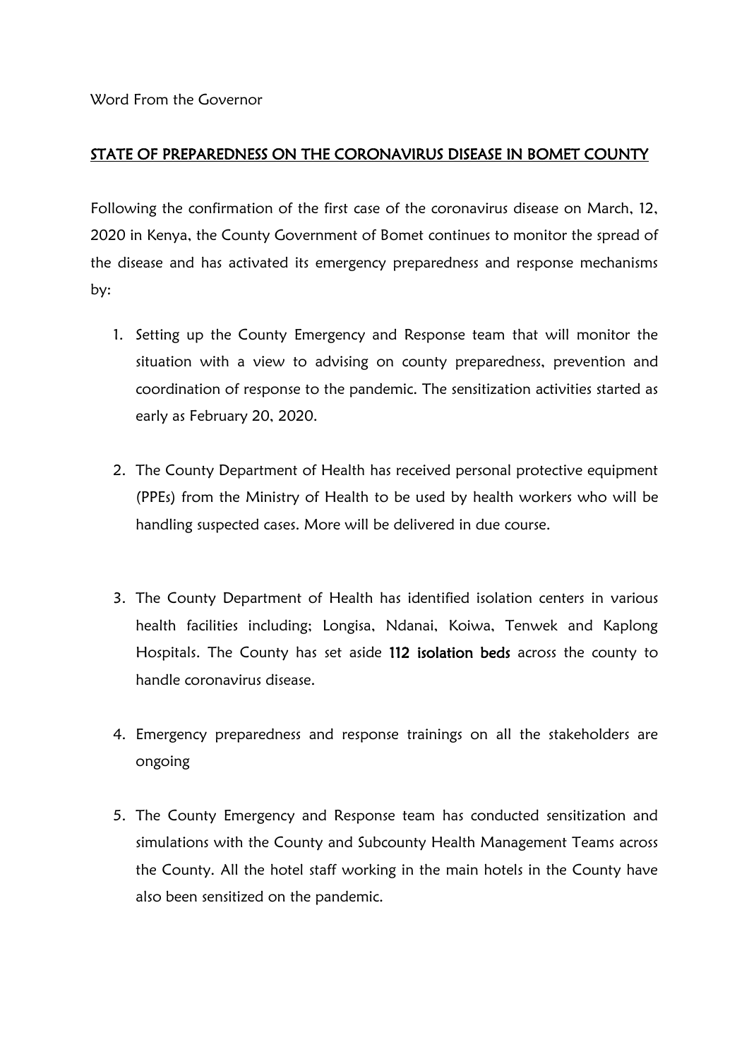Word From the Governor

## STATE OF PREPAREDNESS ON THE CORONAVIRUS DISEASE IN BOMET COUNTY

Following the confirmation of the first case of the coronavirus disease on March, 12, 2020 in Kenya, the County Government of Bomet continues to monitor the spread of the disease and has activated its emergency preparedness and response mechanisms by:

1. Setting up the County Emergency and Response team that will monitor the situation with a view to advising on county preparedness, prevention and coordination of response to the pandemic. The sensitization activities started as early as February 20, 2020.

2. The County Department of Health has received personal protective equipment (PPEs) from the Ministry of Health to be used by health workers who will be handling suspected cases. More will be delivered in due course.

3. The County Department of Health has identified isolation centers in various health facilities including; Longisa, Ndanai, Koiwa, Tenwek and Kaplong Hospitals. The County has set aside **112 isolation beds** across the county to handle coronavirus disease.

4. Emergency preparedness and response trainings on all the stakeholders are ongoing

5. The County Emergency and Response team has conducted sensitization and simulations with the County and Subcounty Health Management Teams across the County. All the hotel staff working in the main hotels in the County have also been sensitized on the pandemic.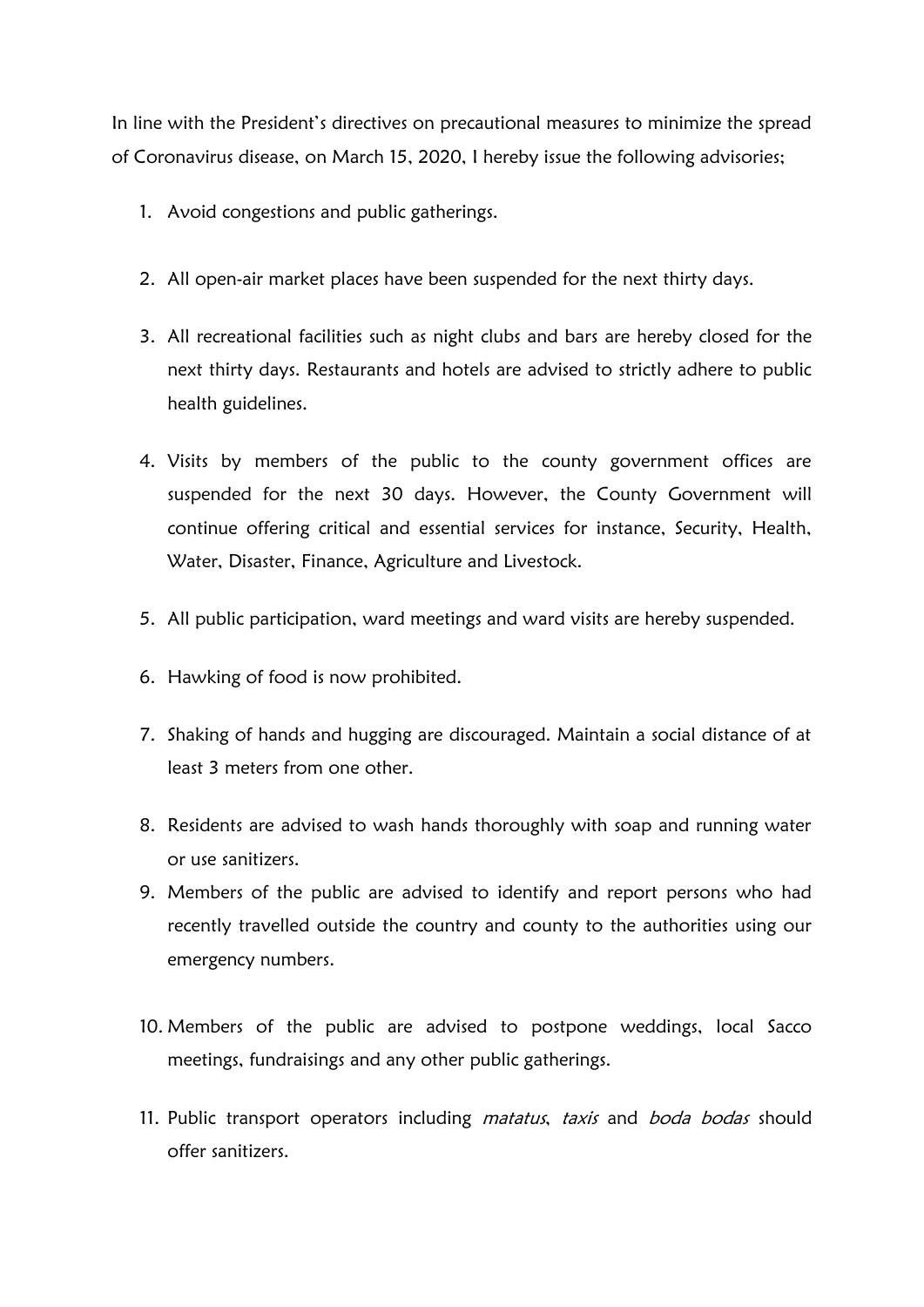In line with the President's directives on precautional measures to minimize the spread of Coronavirus disease, on March 15, 2020, I hereby issue the following advisories;

1. Avoid congestions and public gatherings.

2. All open-air market places have been suspended for the next thirty days.

3. All recreational facilities such as night clubs and bars are hereby closed for the next thirty days. Restaurants and hotels are advised to strictly adhere to public health guidelines.

4. Visits by members of the public to the county government offices are suspended for the next 30 days. However, the County Government will continue offering critical and essential services for instance, Security, Health, Water, Disaster, Finance, Agriculture and Livestock.

5. All public participation, ward meetings and ward visits are hereby suspended.

6. Hawking of food is now prohibited.

7. Shaking of hands and hugging are discouraged. Maintain a social distance of at least 3 meters from one other.

8. Residents are advised to wash hands thoroughly with soap and running water or use sanitizers.

9. Members of the public are advised to identify and report persons who had recently travelled outside the country and county to the authorities using our emergency numbers.

10. Members of the public are advised to postpone weddings, local Sacco meetings, fundraisings and any other public gatherings.

11. Public transport operators including *matatus*, *taxis* and *boda bodas* should offer sanitizers.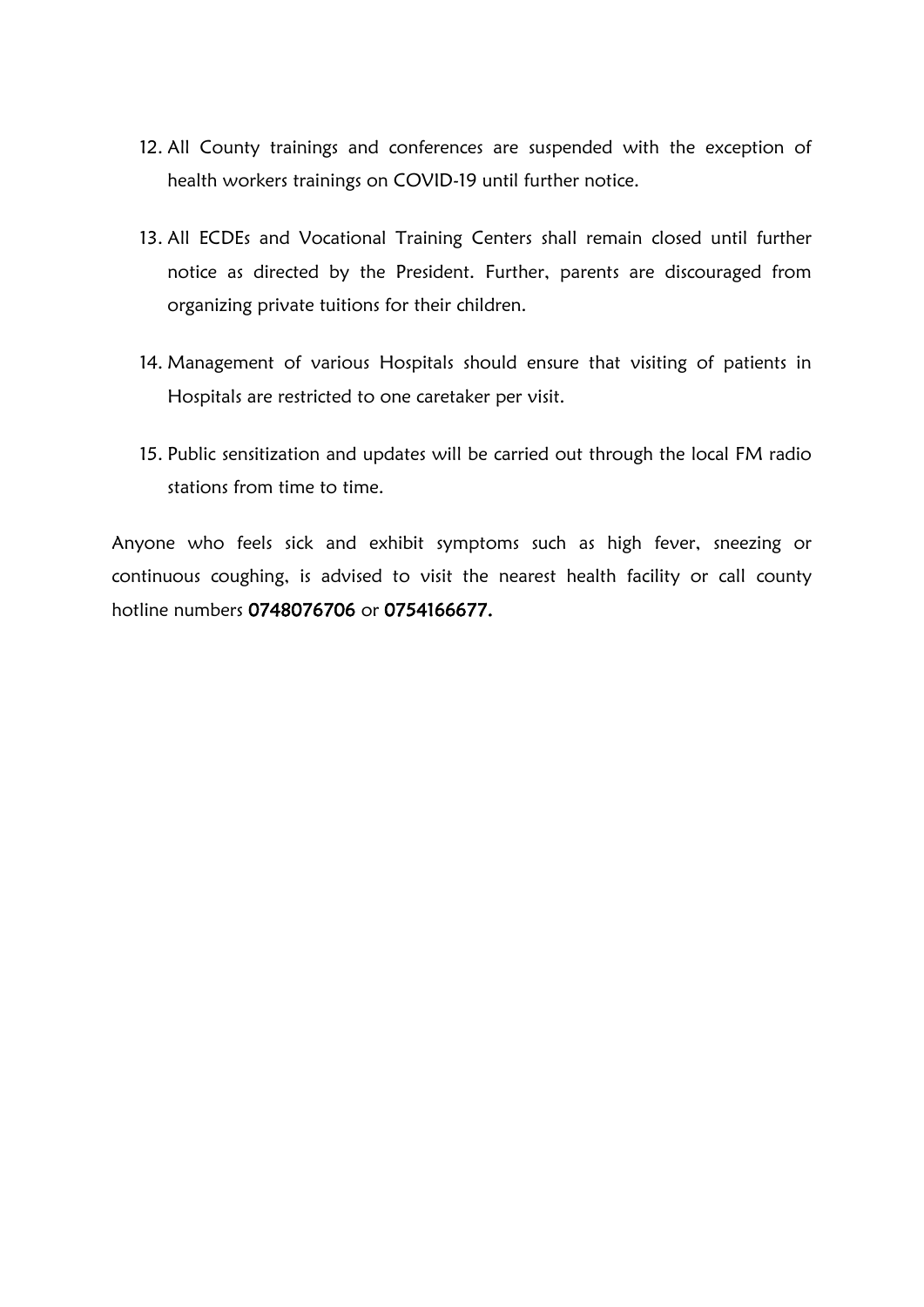12. All County trainings and conferences are suspended with the exception of health workers trainings on COVID-19 until further notice.

13. All ECDEs and Vocational Training Centers shall remain closed until further notice as directed by the President. Further, parents are discouraged from organizing private tuitions for their children.

14. Management of various Hospitals should ensure that visiting of patients in Hospitals are restricted to one caretaker per visit.

15. Public sensitization and updates will be carried out through the local FM radio stations from time to time.

Anyone who feels sick and exhibit symptoms such as high fever, sneezing or continuous coughing, is advised to visit the nearest health facility or call county hotline numbers **0748076706** or **0754166677.**